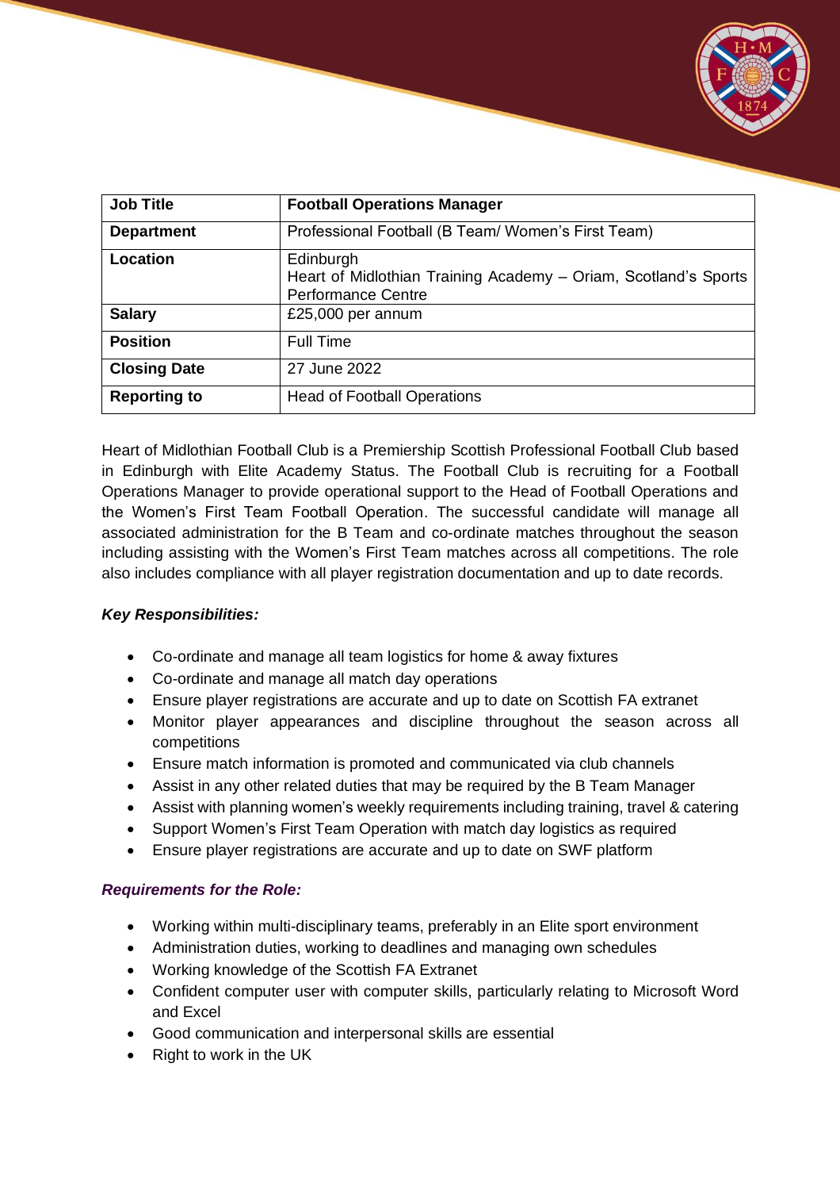| Job Title | Football Operations Manager |
| --- | --- |
| Department | Professional Football (B Team/ Women's First Team) |
| Location | Edinburgh<br>Heart of Midlothian Training Academy – Oriam, Scotland's Sports Performance Centre |
| Salary | £25,000 per annum |
| Position | Full Time |
| Closing Date | 27 June 2022 |
| Reporting to | Head of Football Operations |

Heart of Midlothian Football Club is a Premiership Scottish Professional Football Club based in Edinburgh with Elite Academy Status. The Football Club is recruiting for a Football Operations Manager to provide operational support to the Head of Football Operations and the Women's First Team Football Operation. The successful candidate will manage all associated administration for the B Team and co-ordinate matches throughout the season including assisting with the Women's First Team matches across all competitions. The role also includes compliance with all player registration documentation and up to date records.

***Key Responsibilities:***

- Co-ordinate and manage all team logistics for home & away fixtures
- Co-ordinate and manage all match day operations
- Ensure player registrations are accurate and up to date on Scottish FA extranet
- Monitor player appearances and discipline throughout the season across all competitions
- Ensure match information is promoted and communicated via club channels
- Assist in any other related duties that may be required by the B Team Manager
- Assist with planning women's weekly requirements including training, travel & catering
- Support Women's First Team Operation with match day logistics as required
- Ensure player registrations are accurate and up to date on SWF platform

***Requirements for the Role:***

- Working within multi-disciplinary teams, preferably in an Elite sport environment
- Administration duties, working to deadlines and managing own schedules
- Working knowledge of the Scottish FA Extranet
- Confident computer user with computer skills, particularly relating to Microsoft Word and Excel
- Good communication and interpersonal skills are essential
- Right to work in the UK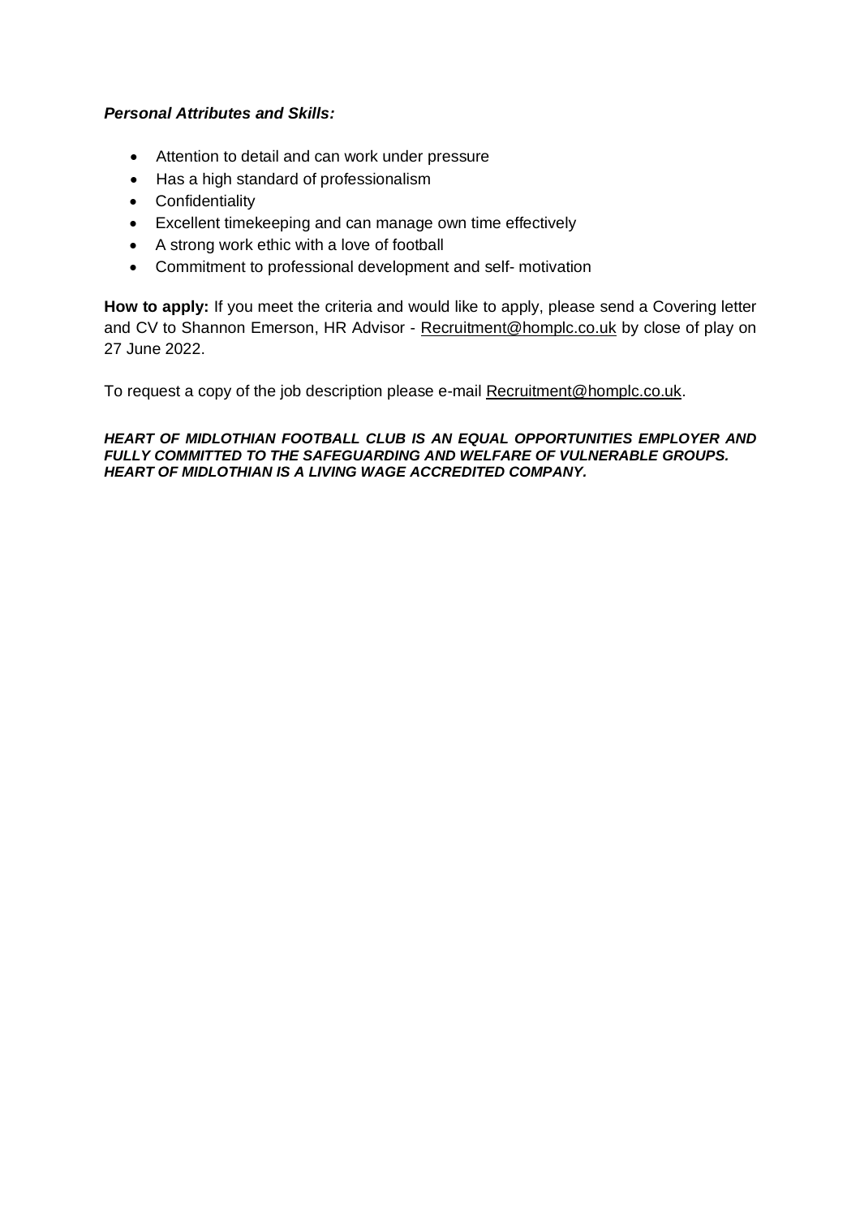***Personal Attributes and Skills:***

- Attention to detail and can work under pressure
- Has a high standard of professionalism
- Confidentiality
- Excellent timekeeping and can manage own time effectively
- A strong work ethic with a love of football
- Commitment to professional development and self- motivation

**How to apply:** If you meet the criteria and would like to apply, please send a Covering letter and CV to Shannon Emerson, HR Advisor - Recruitment@homplc.co.uk by close of play on 27 June 2022.

To request a copy of the job description please e-mail Recruitment@homplc.co.uk.

***HEART OF MIDLOTHIAN FOOTBALL CLUB IS AN EQUAL OPPORTUNITIES EMPLOYER AND FULLY COMMITTED TO THE SAFEGUARDING AND WELFARE OF VULNERABLE GROUPS. HEART OF MIDLOTHIAN IS A LIVING WAGE ACCREDITED COMPANY.***